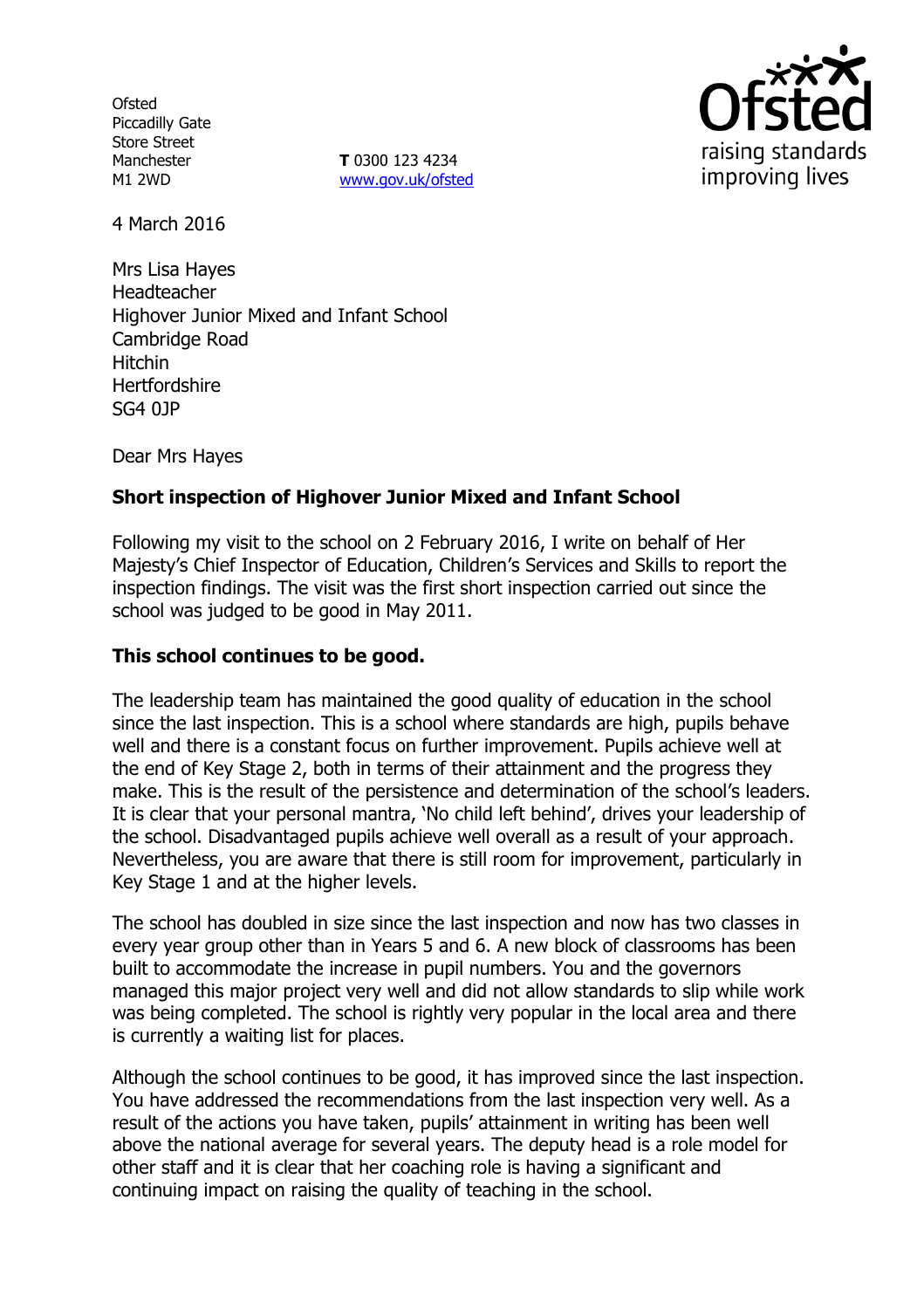Ofsted
Piccadilly Gate
Store Street
Manchester
M1 2WD

**T** 0300 123 4234
www.gov.uk/ofsted

raising standards
improving lives

4 March 2016

Mrs Lisa Hayes
Headteacher
Highover Junior Mixed and Infant School
Cambridge Road
Hitchin
Hertfordshire
SG4 0JP

Dear Mrs Hayes

**Short inspection of Highover Junior Mixed and Infant School**

Following my visit to the school on 2 February 2016, I write on behalf of Her Majesty's Chief Inspector of Education, Children's Services and Skills to report the inspection findings. The visit was the first short inspection carried out since the school was judged to be good in May 2011.

**This school continues to be good.**

The leadership team has maintained the good quality of education in the school since the last inspection. This is a school where standards are high, pupils behave well and there is a constant focus on further improvement. Pupils achieve well at the end of Key Stage 2, both in terms of their attainment and the progress they make. This is the result of the persistence and determination of the school's leaders. It is clear that your personal mantra, 'No child left behind', drives your leadership of the school. Disadvantaged pupils achieve well overall as a result of your approach. Nevertheless, you are aware that there is still room for improvement, particularly in Key Stage 1 and at the higher levels.

The school has doubled in size since the last inspection and now has two classes in every year group other than in Years 5 and 6. A new block of classrooms has been built to accommodate the increase in pupil numbers. You and the governors managed this major project very well and did not allow standards to slip while work was being completed. The school is rightly very popular in the local area and there is currently a waiting list for places.

Although the school continues to be good, it has improved since the last inspection. You have addressed the recommendations from the last inspection very well. As a result of the actions you have taken, pupils' attainment in writing has been well above the national average for several years. The deputy head is a role model for other staff and it is clear that her coaching role is having a significant and continuing impact on raising the quality of teaching in the school.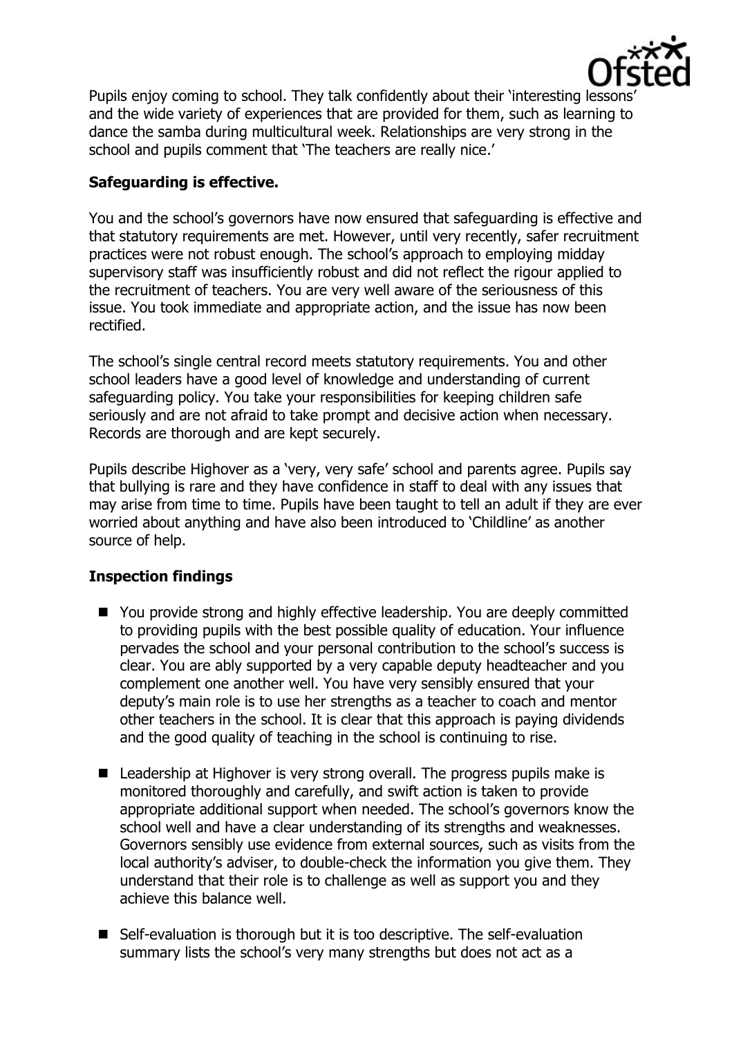Pupils enjoy coming to school. They talk confidently about their 'interesting lessons' and the wide variety of experiences that are provided for them, such as learning to dance the samba during multicultural week. Relationships are very strong in the school and pupils comment that 'The teachers are really nice.'

**Safeguarding is effective.**

You and the school's governors have now ensured that safeguarding is effective and that statutory requirements are met. However, until very recently, safer recruitment practices were not robust enough. The school's approach to employing midday supervisory staff was insufficiently robust and did not reflect the rigour applied to the recruitment of teachers. You are very well aware of the seriousness of this issue. You took immediate and appropriate action, and the issue has now been rectified.

The school's single central record meets statutory requirements. You and other school leaders have a good level of knowledge and understanding of current safeguarding policy. You take your responsibilities for keeping children safe seriously and are not afraid to take prompt and decisive action when necessary. Records are thorough and are kept securely.

Pupils describe Highover as a 'very, very safe' school and parents agree. Pupils say that bullying is rare and they have confidence in staff to deal with any issues that may arise from time to time. Pupils have been taught to tell an adult if they are ever worried about anything and have also been introduced to 'Childline' as another source of help.

**Inspection findings**

- You provide strong and highly effective leadership. You are deeply committed to providing pupils with the best possible quality of education. Your influence pervades the school and your personal contribution to the school's success is clear. You are ably supported by a very capable deputy headteacher and you complement one another well. You have very sensibly ensured that your deputy's main role is to use her strengths as a teacher to coach and mentor other teachers in the school. It is clear that this approach is paying dividends and the good quality of teaching in the school is continuing to rise.

- Leadership at Highover is very strong overall. The progress pupils make is monitored thoroughly and carefully, and swift action is taken to provide appropriate additional support when needed. The school's governors know the school well and have a clear understanding of its strengths and weaknesses. Governors sensibly use evidence from external sources, such as visits from the local authority's adviser, to double-check the information you give them. They understand that their role is to challenge as well as support you and they achieve this balance well.

- Self-evaluation is thorough but it is too descriptive. The self-evaluation summary lists the school's very many strengths but does not act as a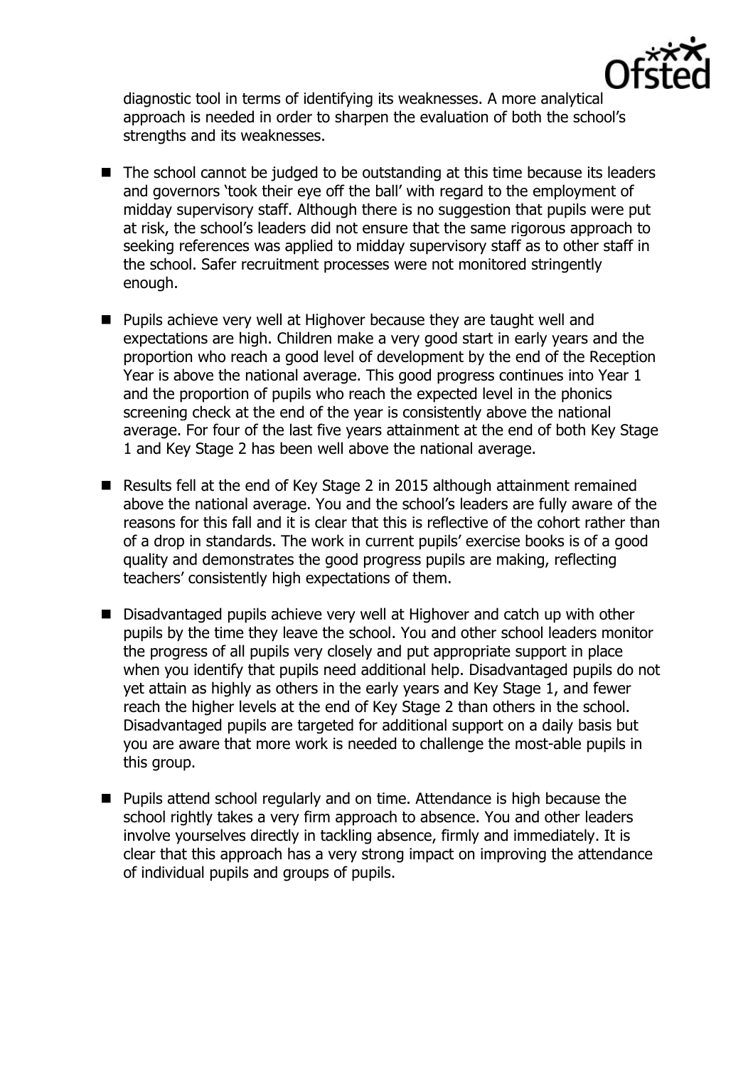diagnostic tool in terms of identifying its weaknesses. A more analytical approach is needed in order to sharpen the evaluation of both the school's strengths and its weaknesses.

- The school cannot be judged to be outstanding at this time because its leaders and governors 'took their eye off the ball' with regard to the employment of midday supervisory staff. Although there is no suggestion that pupils were put at risk, the school's leaders did not ensure that the same rigorous approach to seeking references was applied to midday supervisory staff as to other staff in the school. Safer recruitment processes were not monitored stringently enough.

- Pupils achieve very well at Highover because they are taught well and expectations are high. Children make a very good start in early years and the proportion who reach a good level of development by the end of the Reception Year is above the national average. This good progress continues into Year 1 and the proportion of pupils who reach the expected level in the phonics screening check at the end of the year is consistently above the national average. For four of the last five years attainment at the end of both Key Stage 1 and Key Stage 2 has been well above the national average.

- Results fell at the end of Key Stage 2 in 2015 although attainment remained above the national average. You and the school's leaders are fully aware of the reasons for this fall and it is clear that this is reflective of the cohort rather than of a drop in standards. The work in current pupils' exercise books is of a good quality and demonstrates the good progress pupils are making, reflecting teachers' consistently high expectations of them.

- Disadvantaged pupils achieve very well at Highover and catch up with other pupils by the time they leave the school. You and other school leaders monitor the progress of all pupils very closely and put appropriate support in place when you identify that pupils need additional help. Disadvantaged pupils do not yet attain as highly as others in the early years and Key Stage 1, and fewer reach the higher levels at the end of Key Stage 2 than others in the school. Disadvantaged pupils are targeted for additional support on a daily basis but you are aware that more work is needed to challenge the most-able pupils in this group.

- Pupils attend school regularly and on time. Attendance is high because the school rightly takes a very firm approach to absence. You and other leaders involve yourselves directly in tackling absence, firmly and immediately. It is clear that this approach has a very strong impact on improving the attendance of individual pupils and groups of pupils.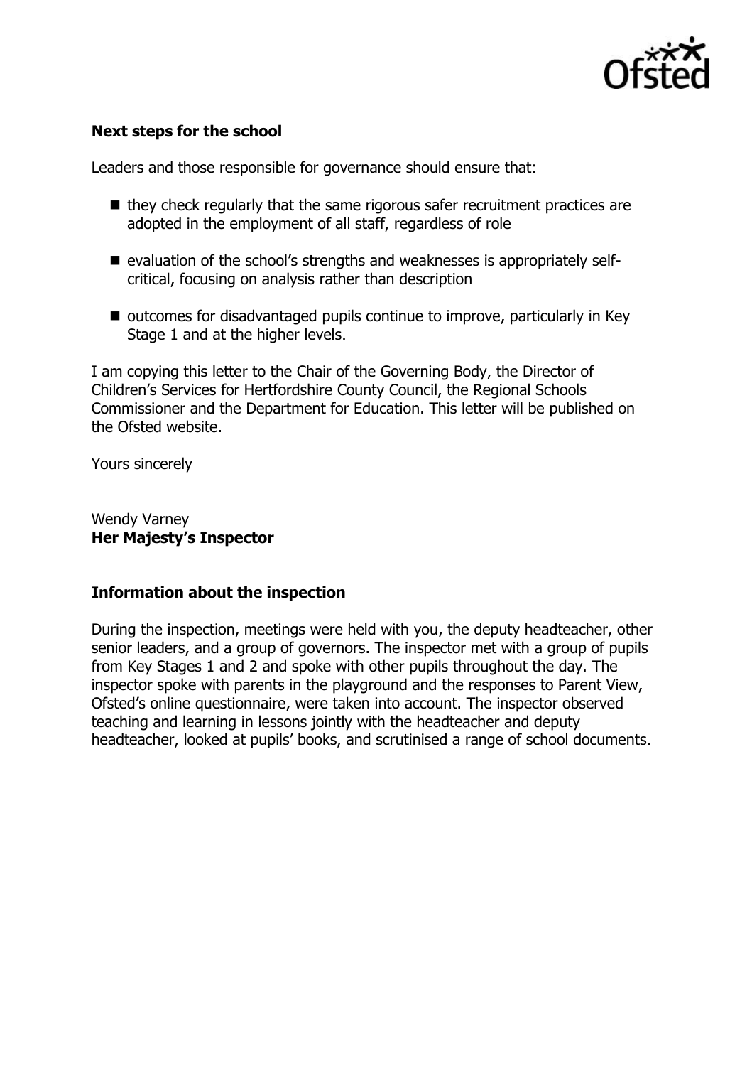**Next steps for the school**

Leaders and those responsible for governance should ensure that:

- they check regularly that the same rigorous safer recruitment practices are adopted in the employment of all staff, regardless of role
- evaluation of the school's strengths and weaknesses is appropriately self-critical, focusing on analysis rather than description
- outcomes for disadvantaged pupils continue to improve, particularly in Key Stage 1 and at the higher levels.

I am copying this letter to the Chair of the Governing Body, the Director of Children's Services for Hertfordshire County Council, the Regional Schools Commissioner and the Department for Education. This letter will be published on the Ofsted website.

Yours sincerely

Wendy Varney
**Her Majesty's Inspector**

**Information about the inspection**

During the inspection, meetings were held with you, the deputy headteacher, other senior leaders, and a group of governors. The inspector met with a group of pupils from Key Stages 1 and 2 and spoke with other pupils throughout the day. The inspector spoke with parents in the playground and the responses to Parent View, Ofsted's online questionnaire, were taken into account. The inspector observed teaching and learning in lessons jointly with the headteacher and deputy headteacher, looked at pupils' books, and scrutinised a range of school documents.